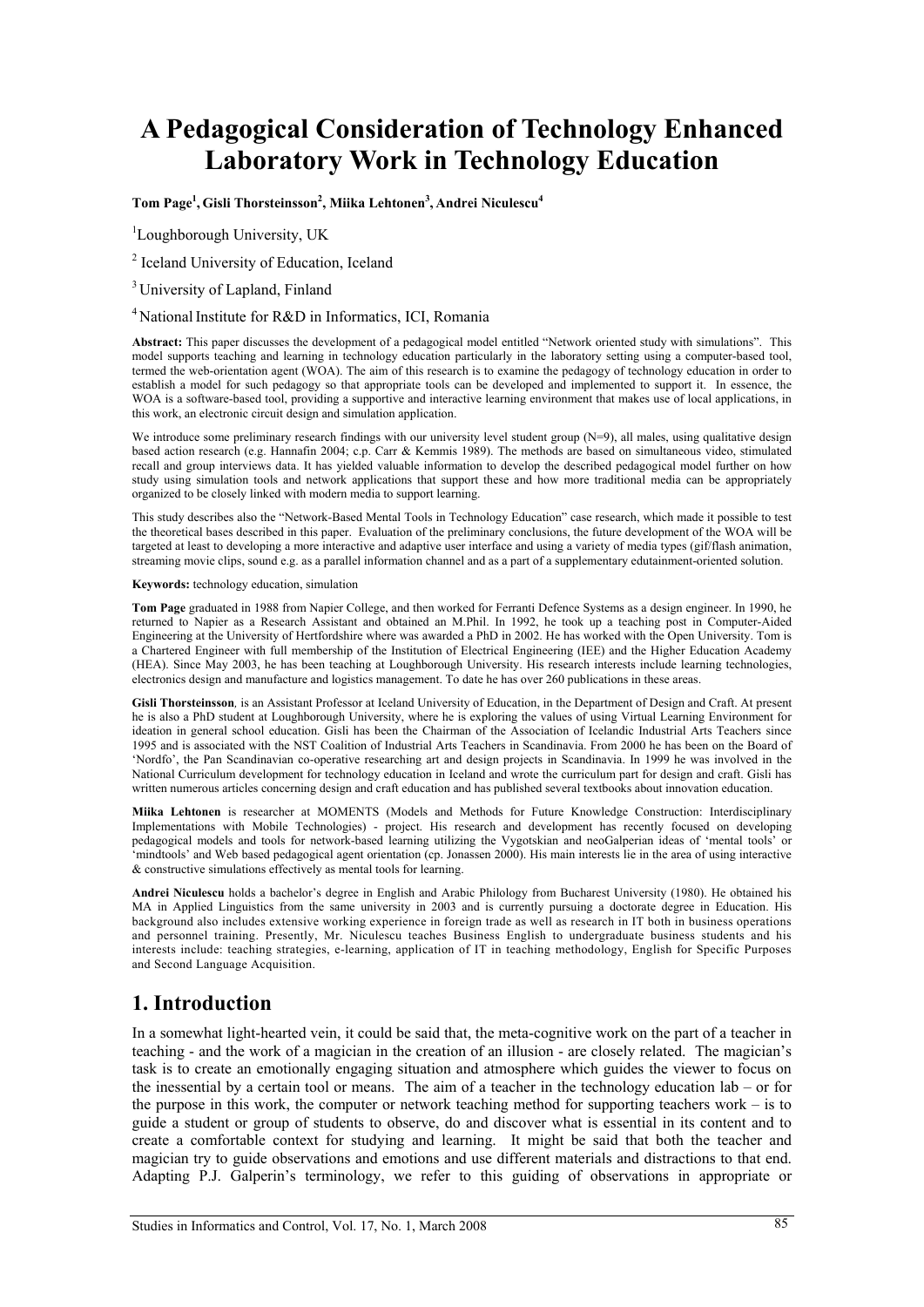# A Pedagogical Consideration of Technology Enhanced Laboratory Work in Technology Education

**Tom Page[1], Gisli Thorsteinsson[2], Miika Lehtonen[3], Andrei Niculescu[4]**

[1]Loughborough University, UK

[2] Iceland University of Education, Iceland

[3] University of Lapland, Finland

[4] National Institute for R&D in Informatics, ICI, Romania

**Abstract:** This paper discusses the development of a pedagogical model entitled "Network oriented study with simulations". This model supports teaching and learning in technology education particularly in the laboratory setting using a computer-based tool, termed the web-orientation agent (WOA). The aim of this research is to examine the pedagogy of technology education in order to establish a model for such pedagogy so that appropriate tools can be developed and implemented to support it. In essence, the WOA is a software-based tool, providing a supportive and interactive learning environment that makes use of local applications, in this work, an electronic circuit design and simulation application.

We introduce some preliminary research findings with our university level student group (N=9), all males, using qualitative design based action research (e.g. Hannafin 2004; c.p. Carr & Kemmis 1989). The methods are based on simultaneous video, stimulated recall and group interviews data. It has yielded valuable information to develop the described pedagogical model further on how study using simulation tools and network applications that support these and how more traditional media can be appropriately organized to be closely linked with modern media to support learning.

This study describes also the "Network-Based Mental Tools in Technology Education" case research, which made it possible to test the theoretical bases described in this paper. Evaluation of the preliminary conclusions, the future development of the WOA will be targeted at least to developing a more interactive and adaptive user interface and using a variety of media types (gif/flash animation, streaming movie clips, sound e.g. as a parallel information channel and as a part of a supplementary edutainment-oriented solution.

**Keywords:** technology education, simulation

**Tom Page** graduated in 1988 from Napier College, and then worked for Ferranti Defence Systems as a design engineer. In 1990, he returned to Napier as a Research Assistant and obtained an M.Phil. In 1992, he took up a teaching post in Computer-Aided Engineering at the University of Hertfordshire where was awarded a PhD in 2002. He has worked with the Open University. Tom is a Chartered Engineer with full membership of the Institution of Electrical Engineering (IEE) and the Higher Education Academy (HEA). Since May 2003, he has been teaching at Loughborough University. His research interests include learning technologies, electronics design and manufacture and logistics management. To date he has over 260 publications in these areas.

**Gisli Thorsteinsson**, is an Assistant Professor at Iceland University of Education, in the Department of Design and Craft. At present he is also a PhD student at Loughborough University, where he is exploring the values of using Virtual Learning Environment for ideation in general school education. Gisli has been the Chairman of the Association of Icelandic Industrial Arts Teachers since 1995 and is associated with the NST Coalition of Industrial Arts Teachers in Scandinavia. From 2000 he has been on the Board of 'Nordfo', the Pan Scandinavian co-operative researching art and design projects in Scandinavia. In 1999 he was involved in the National Curriculum development for technology education in Iceland and wrote the curriculum part for design and craft. Gisli has written numerous articles concerning design and craft education and has published several textbooks about innovation education.

**Miika Lehtonen** is researcher at MOMENTS (Models and Methods for Future Knowledge Construction: Interdisciplinary Implementations with Mobile Technologies) - project. His research and development has recently focused on developing pedagogical models and tools for network-based learning utilizing the Vygotskian and neoGalperian ideas of 'mental tools' or 'mindtools' and Web based pedagogical agent orientation (cp. Jonassen 2000). His main interests lie in the area of using interactive & constructive simulations effectively as mental tools for learning.

**Andrei Niculescu** holds a bachelor's degree in English and Arabic Philology from Bucharest University (1980). He obtained his MA in Applied Linguistics from the same university in 2003 and is currently pursuing a doctorate degree in Education. His background also includes extensive working experience in foreign trade as well as research in IT both in business operations and personnel training. Presently, Mr. Niculescu teaches Business English to undergraduate business students and his interests include: teaching strategies, e-learning, application of IT in teaching methodology, English for Specific Purposes and Second Language Acquisition.

## 1. Introduction

In a somewhat light-hearted vein, it could be said that, the meta-cognitive work on the part of a teacher in teaching - and the work of a magician in the creation of an illusion - are closely related. The magician's task is to create an emotionally engaging situation and atmosphere which guides the viewer to focus on the inessential by a certain tool or means. The aim of a teacher in the technology education lab – or for the purpose in this work, the computer or network teaching method for supporting teachers work – is to guide a student or group of students to observe, do and discover what is essential in its content and to create a comfortable context for studying and learning. It might be said that both the teacher and magician try to guide observations and emotions and use different materials and distractions to that end. Adapting P.J. Galperin's terminology, we refer to this guiding of observations in appropriate or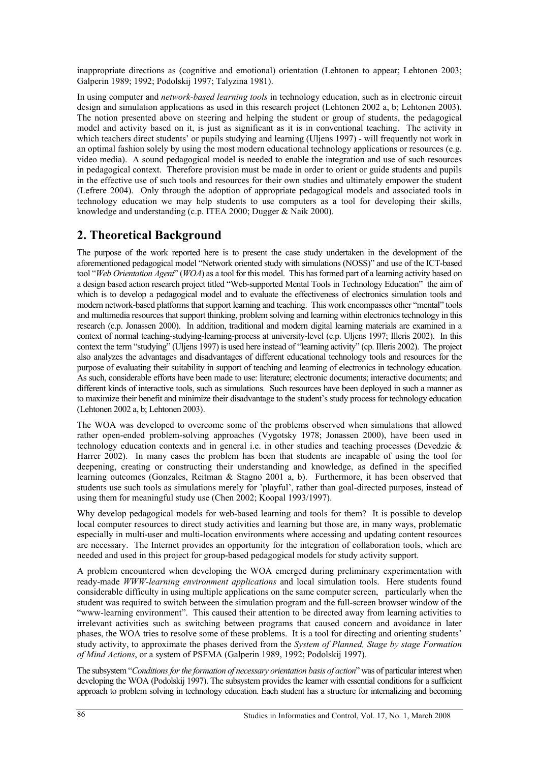inappropriate directions as (cognitive and emotional) orientation (Lehtonen to appear; Lehtonen 2003; Galperin 1989; 1992; Podolskij 1997; Talyzina 1981).

In using computer and *network-based learning tools* in technology education, such as in electronic circuit design and simulation applications as used in this research project (Lehtonen 2002 a, b; Lehtonen 2003). The notion presented above on steering and helping the student or group of students, the pedagogical model and activity based on it, is just as significant as it is in conventional teaching. The activity in which teachers direct students' or pupils studying and learning (Uljens 1997) - will frequently not work in an optimal fashion solely by using the most modern educational technology applications or resources (e.g. video media). A sound pedagogical model is needed to enable the integration and use of such resources in pedagogical context. Therefore provision must be made in order to orient or guide students and pupils in the effective use of such tools and resources for their own studies and ultimately empower the student (Lefrere 2004). Only through the adoption of appropriate pedagogical models and associated tools in technology education we may help students to use computers as a tool for developing their skills, knowledge and understanding (c.p. ITEA 2000; Dugger & Naik 2000).

## 2. Theoretical Background

The purpose of the work reported here is to present the case study undertaken in the development of the aforementioned pedagogical model "Network oriented study with simulations (NOSS)" and use of the ICT-based tool "*Web Orientation Agent*" (*WOA*) as a tool for this model. This has formed part of a learning activity based on a design based action research project titled "Web-supported Mental Tools in Technology Education" the aim of which is to develop a pedagogical model and to evaluate the effectiveness of electronics simulation tools and modern network-based platforms that support learning and teaching. This work encompasses other "mental" tools and multimedia resources that support thinking, problem solving and learning within electronics technology in this research (c.p. Jonassen 2000). In addition, traditional and modern digital learning materials are examined in a context of normal teaching-studying-learning-process at university-level (c.p. Uljens 1997; Illeris 2002). In this context the term "studying" (Uljens 1997) is used here instead of "learning activity" (cp. Illeris 2002). The project also analyzes the advantages and disadvantages of different educational technology tools and resources for the purpose of evaluating their suitability in support of teaching and learning of electronics in technology education. As such, considerable efforts have been made to use: literature; electronic documents; interactive documents; and different kinds of interactive tools, such as simulations. Such resources have been deployed in such a manner as to maximize their benefit and minimize their disadvantage to the student's study process for technology education (Lehtonen 2002 a, b; Lehtonen 2003).

The WOA was developed to overcome some of the problems observed when simulations that allowed rather open-ended problem-solving approaches (Vygotsky 1978; Jonassen 2000), have been used in technology education contexts and in general i.e. in other studies and teaching processes (Devedzic & Harrer 2002). In many cases the problem has been that students are incapable of using the tool for deepening, creating or constructing their understanding and knowledge, as defined in the specified learning outcomes (Gonzales, Reitman & Stagno 2001 a, b). Furthermore, it has been observed that students use such tools as simulations merely for 'playful', rather than goal-directed purposes, instead of using them for meaningful study use (Chen 2002; Koopal 1993/1997).

Why develop pedagogical models for web-based learning and tools for them? It is possible to develop local computer resources to direct study activities and learning but those are, in many ways, problematic especially in multi-user and multi-location environments where accessing and updating content resources are necessary. The Internet provides an opportunity for the integration of collaboration tools, which are needed and used in this project for group-based pedagogical models for study activity support.

A problem encountered when developing the WOA emerged during preliminary experimentation with ready-made *WWW-learning environment applications* and local simulation tools. Here students found considerable difficulty in using multiple applications on the same computer screen, particularly when the student was required to switch between the simulation program and the full-screen browser window of the "www-learning environment". This caused their attention to be directed away from learning activities to irrelevant activities such as switching between programs that caused concern and avoidance in later phases, the WOA tries to resolve some of these problems. It is a tool for directing and orienting students' study activity, to approximate the phases derived from the *System of Planned, Stage by stage Formation of Mind Actions*, or a system of PSFMA (Galperin 1989, 1992; Podolskij 1997).

The subsystem "*Conditions for the formation of necessary orientation basis of action*" was of particular interest when developing the WOA (Podolskij 1997). The subsystem provides the learner with essential conditions for a sufficient approach to problem solving in technology education. Each student has a structure for internalizing and becoming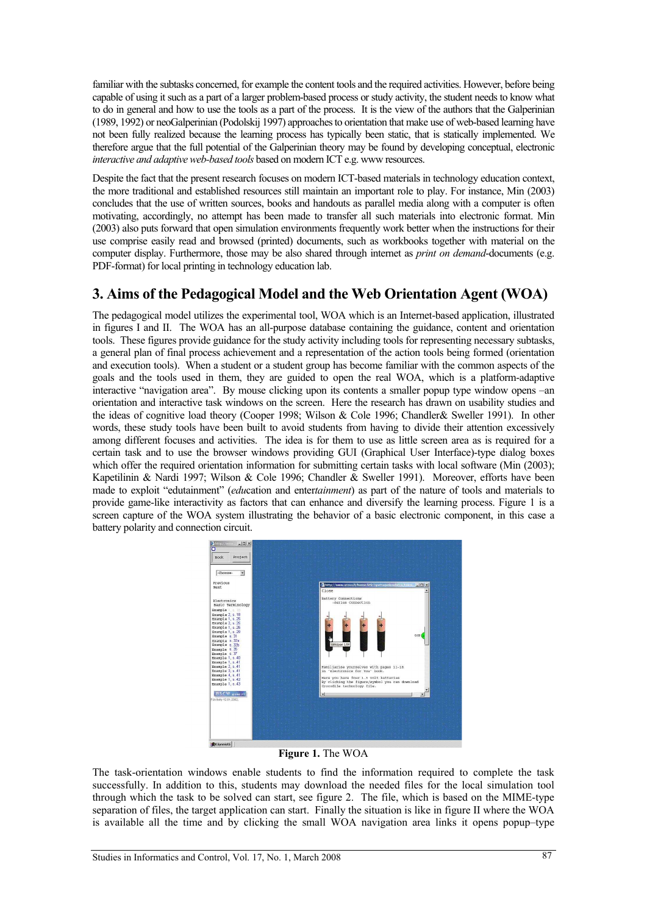familiar with the subtasks concerned, for example the content tools and the required activities. However, before being capable of using it such as a part of a larger problem-based process or study activity, the student needs to know what to do in general and how to use the tools as a part of the process. It is the view of the authors that the Galperinian (1989, 1992) or neoGalperinian (Podolskij 1997) approaches to orientation that make use of web-based learning have not been fully realized because the learning process has typically been static, that is statically implemented. We therefore argue that the full potential of the Galperinian theory may be found by developing conceptual, electronic *interactive and adaptive web-based tools* based on modern ICT e.g. www resources.

Despite the fact that the present research focuses on modern ICT-based materials in technology education context, the more traditional and established resources still maintain an important role to play. For instance, Min (2003) concludes that the use of written sources, books and handouts as parallel media along with a computer is often motivating, accordingly, no attempt has been made to transfer all such materials into electronic format. Min (2003) also puts forward that open simulation environments frequently work better when the instructions for their use comprise easily read and browsed (printed) documents, such as workbooks together with material on the computer display. Furthermore, those may be also shared through internet as *print on demand*-documents (e.g. PDF-format) for local printing in technology education lab.

## 3. Aims of the Pedagogical Model and the Web Orientation Agent (WOA)

The pedagogical model utilizes the experimental tool, WOA which is an Internet-based application, illustrated in figures I and II. The WOA has an all-purpose database containing the guidance, content and orientation tools. These figures provide guidance for the study activity including tools for representing necessary subtasks, a general plan of final process achievement and a representation of the action tools being formed (orientation and execution tools). When a student or a student group has become familiar with the common aspects of the goals and the tools used in them, they are guided to open the real WOA, which is a platform-adaptive interactive "navigation area". By mouse clicking upon its contents a smaller popup type window opens –an orientation and interactive task windows on the screen. Here the research has drawn on usability studies and the ideas of cognitive load theory (Cooper 1998; Wilson & Cole 1996; Chandler& Sweller 1991). In other words, these study tools have been built to avoid students from having to divide their attention excessively among different focuses and activities. The idea is for them to use as little screen area as is required for a certain task and to use the browser windows providing GUI (Graphical User Interface)-type dialog boxes which offer the required orientation information for submitting certain tasks with local software (Min (2003); Kapetilinin & Nardi 1997; Wilson & Cole 1996; Chandler & Sweller 1991). Moreover, efforts have been made to exploit "edutainment" (*edu*cation and enter*tainment*) as part of the nature of tools and materials to provide game-like interactivity as factors that can enhance and diversify the learning process. Figure 1 is a screen capture of the WOA system illustrating the behavior of a basic electronic component, in this case a battery polarity and connection circuit.

**Figure 1.** The WOA

The task-orientation windows enable students to find the information required to complete the task successfully. In addition to this, students may download the needed files for the local simulation tool through which the task to be solved can start, see figure 2. The file, which is based on the MIME-type separation of files, the target application can start. Finally the situation is like in figure II where the WOA is available all the time and by clicking the small WOA navigation area links it opens popup–type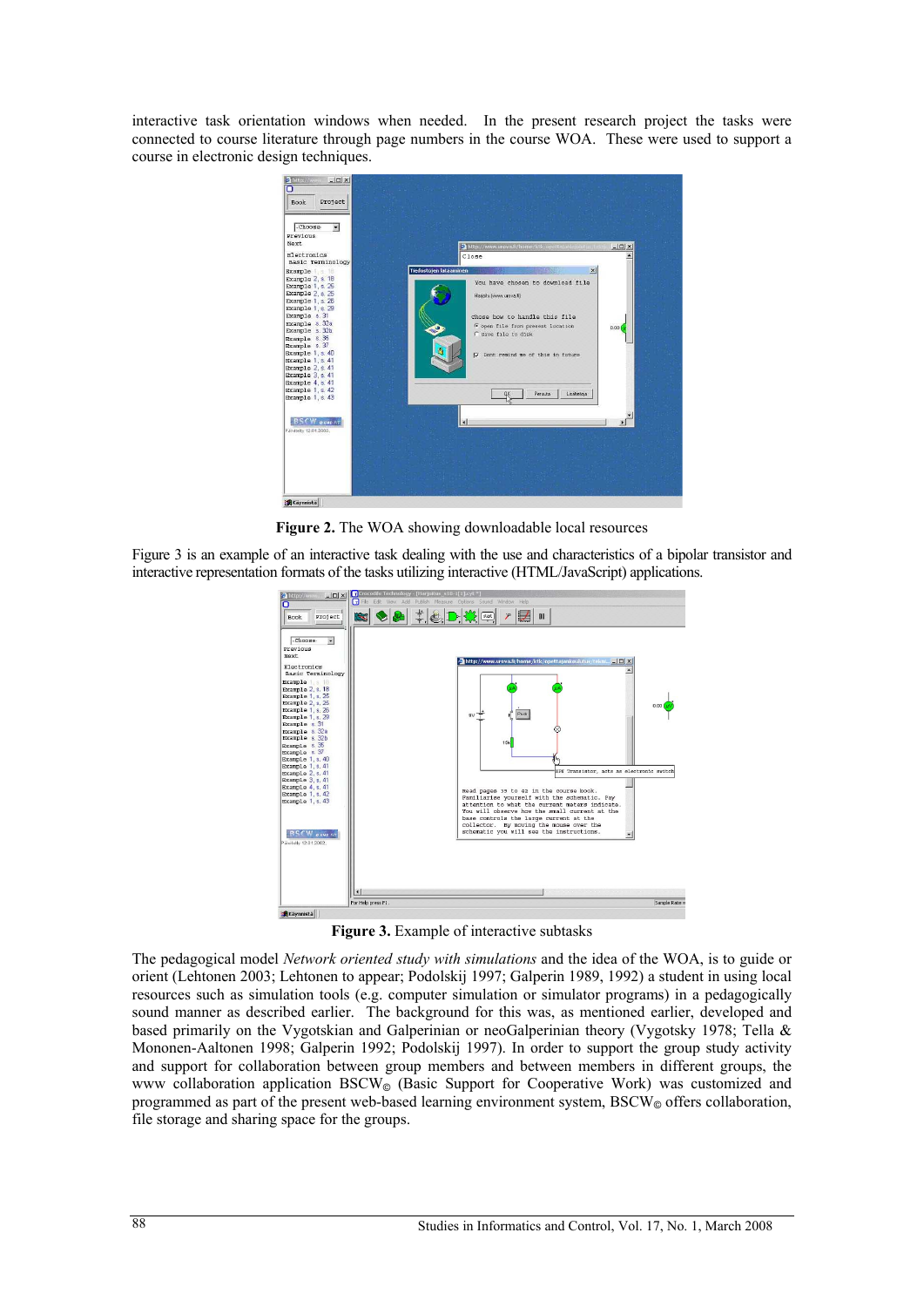interactive task orientation windows when needed. In the present research project the tasks were connected to course literature through page numbers in the course WOA. These were used to support a course in electronic design techniques.

**Figure 2.** The WOA showing downloadable local resources

Figure 3 is an example of an interactive task dealing with the use and characteristics of a bipolar transistor and interactive representation formats of the tasks utilizing interactive (HTML/JavaScript) applications.

**Figure 3.** Example of interactive subtasks

The pedagogical model *Network oriented study with simulations* and the idea of the WOA, is to guide or orient (Lehtonen 2003; Lehtonen to appear; Podolskij 1997; Galperin 1989, 1992) a student in using local resources such as simulation tools (e.g. computer simulation or simulator programs) in a pedagogically sound manner as described earlier. The background for this was, as mentioned earlier, developed and based primarily on the Vygotskian and Galperinian or neoGalperinian theory (Vygotsky 1978; Tella & Mononen-Aaltonen 1998; Galperin 1992; Podolskij 1997). In order to support the group study activity and support for collaboration between group members and between members in different groups, the www collaboration application BSCW© (Basic Support for Cooperative Work) was customized and programmed as part of the present web-based learning environment system, BSCW© offers collaboration, file storage and sharing space for the groups.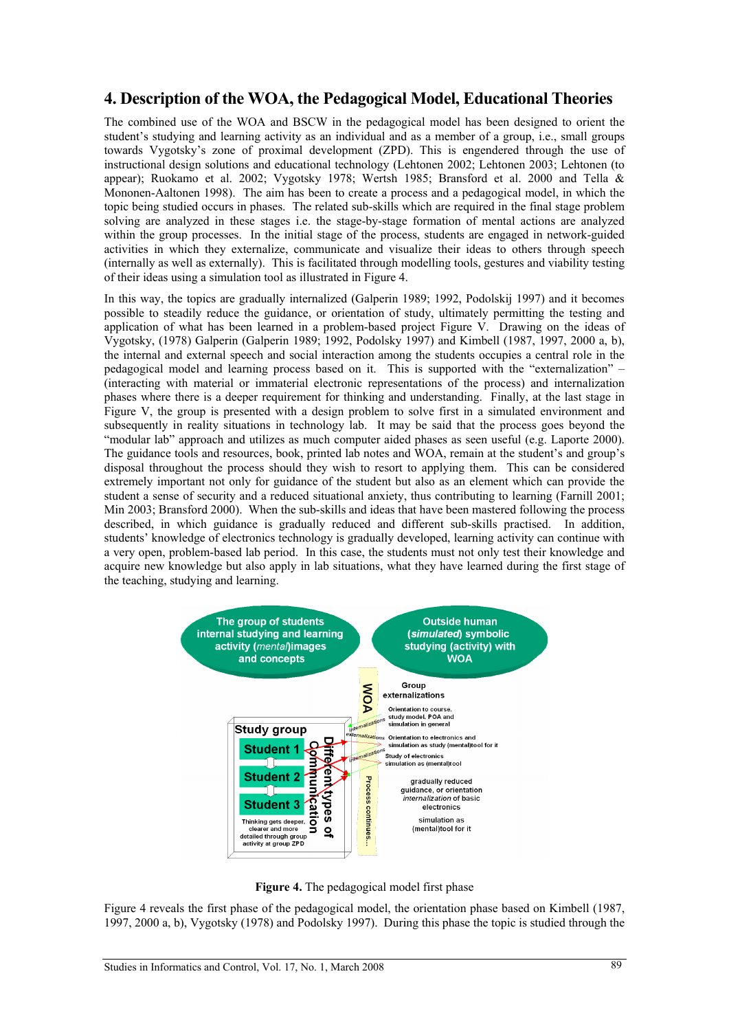## 4. Description of the WOA, the Pedagogical Model, Educational Theories

The combined use of the WOA and BSCW in the pedagogical model has been designed to orient the student's studying and learning activity as an individual and as a member of a group, i.e., small groups towards Vygotsky's zone of proximal development (ZPD). This is engendered through the use of instructional design solutions and educational technology (Lehtonen 2002; Lehtonen 2003; Lehtonen (to appear); Ruokamo et al. 2002; Vygotsky 1978; Wertsh 1985; Bransford et al. 2000 and Tella & Mononen-Aaltonen 1998). The aim has been to create a process and a pedagogical model, in which the topic being studied occurs in phases. The related sub-skills which are required in the final stage problem solving are analyzed in these stages i.e. the stage-by-stage formation of mental actions are analyzed within the group processes. In the initial stage of the process, students are engaged in network-guided activities in which they externalize, communicate and visualize their ideas to others through speech (internally as well as externally). This is facilitated through modelling tools, gestures and viability testing of their ideas using a simulation tool as illustrated in Figure 4.

In this way, the topics are gradually internalized (Galperin 1989; 1992, Podolskij 1997) and it becomes possible to steadily reduce the guidance, or orientation of study, ultimately permitting the testing and application of what has been learned in a problem-based project Figure V. Drawing on the ideas of Vygotsky, (1978) Galperin (Galperin 1989; 1992, Podolsky 1997) and Kimbell (1987, 1997, 2000 a, b), the internal and external speech and social interaction among the students occupies a central role in the pedagogical model and learning process based on it. This is supported with the "externalization" – (interacting with material or immaterial electronic representations of the process) and internalization phases where there is a deeper requirement for thinking and understanding. Finally, at the last stage in Figure V, the group is presented with a design problem to solve first in a simulated environment and subsequently in reality situations in technology lab. It may be said that the process goes beyond the "modular lab" approach and utilizes as much computer aided phases as seen useful (e.g. Laporte 2000). The guidance tools and resources, book, printed lab notes and WOA, remain at the student's and group's disposal throughout the process should they wish to resort to applying them. This can be considered extremely important not only for guidance of the student but also as an element which can provide the student a sense of security and a reduced situational anxiety, thus contributing to learning (Farnill 2001; Min 2003; Bransford 2000). When the sub-skills and ideas that have been mastered following the process described, in which guidance is gradually reduced and different sub-skills practised. In addition, students' knowledge of electronics technology is gradually developed, learning activity can continue with a very open, problem-based lab period. In this case, the students must not only test their knowledge and acquire new knowledge but also apply in lab situations, what they have learned during the first stage of the teaching, studying and learning.

**Figure 4.** The pedagogical model first phase

Figure 4 reveals the first phase of the pedagogical model, the orientation phase based on Kimbell (1987, 1997, 2000 a, b), Vygotsky (1978) and Podolsky 1997). During this phase the topic is studied through the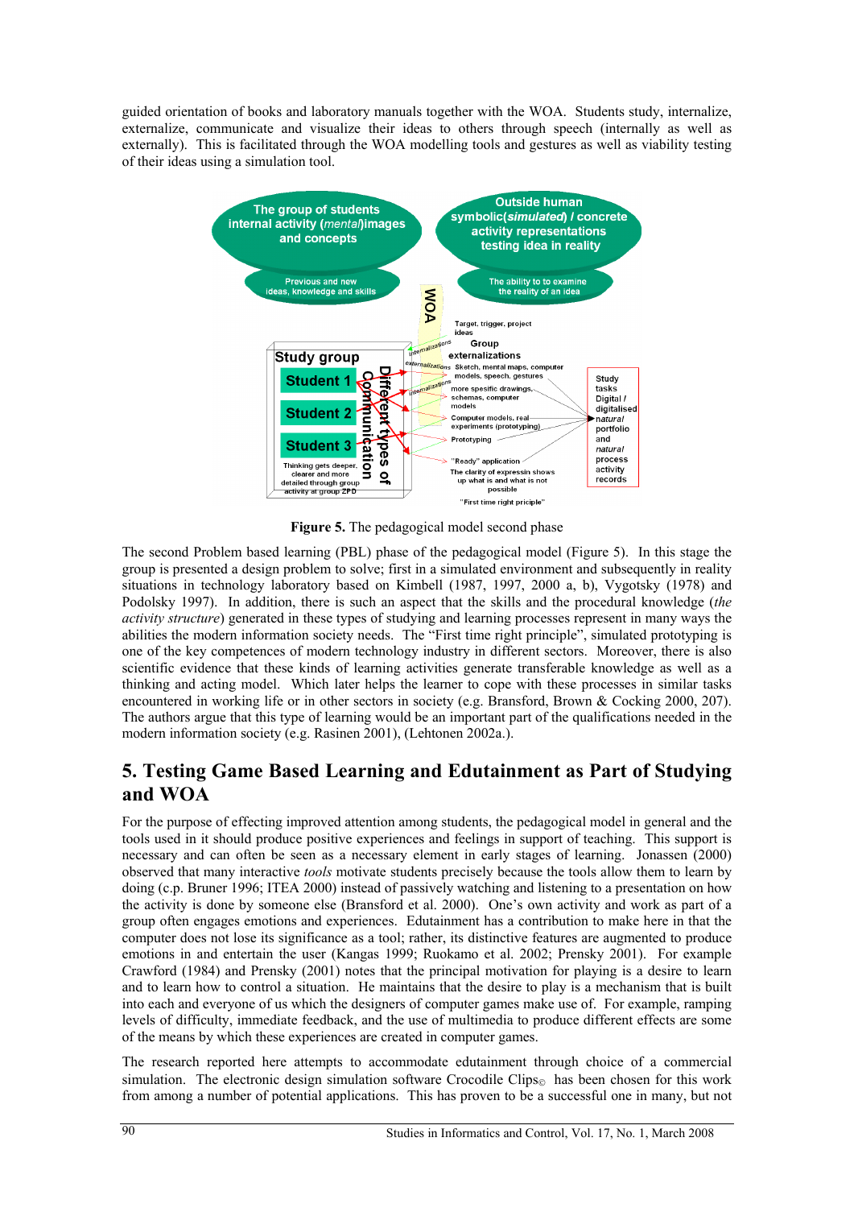guided orientation of books and laboratory manuals together with the WOA. Students study, internalize, externalize, communicate and visualize their ideas to others through speech (internally as well as externally). This is facilitated through the WOA modelling tools and gestures as well as viability testing of their ideas using a simulation tool.

**Figure 5.** The pedagogical model second phase

The second Problem based learning (PBL) phase of the pedagogical model (Figure 5). In this stage the group is presented a design problem to solve; first in a simulated environment and subsequently in reality situations in technology laboratory based on Kimbell (1987, 1997, 2000 a, b), Vygotsky (1978) and Podolsky 1997). In addition, there is such an aspect that the skills and the procedural knowledge (*the activity structure*) generated in these types of studying and learning processes represent in many ways the abilities the modern information society needs. The "First time right principle", simulated prototyping is one of the key competences of modern technology industry in different sectors. Moreover, there is also scientific evidence that these kinds of learning activities generate transferable knowledge as well as a thinking and acting model. Which later helps the learner to cope with these processes in similar tasks encountered in working life or in other sectors in society (e.g. Bransford, Brown & Cocking 2000, 207). The authors argue that this type of learning would be an important part of the qualifications needed in the modern information society (e.g. Rasinen 2001), (Lehtonen 2002a.).

## 5. Testing Game Based Learning and Edutainment as Part of Studying and WOA

For the purpose of effecting improved attention among students, the pedagogical model in general and the tools used in it should produce positive experiences and feelings in support of teaching. This support is necessary and can often be seen as a necessary element in early stages of learning. Jonassen (2000) observed that many interactive *tools* motivate students precisely because the tools allow them to learn by doing (c.p. Bruner 1996; ITEA 2000) instead of passively watching and listening to a presentation on how the activity is done by someone else (Bransford et al. 2000). One's own activity and work as part of a group often engages emotions and experiences. Edutainment has a contribution to make here in that the computer does not lose its significance as a tool; rather, its distinctive features are augmented to produce emotions in and entertain the user (Kangas 1999; Ruokamo et al. 2002; Prensky 2001). For example Crawford (1984) and Prensky (2001) notes that the principal motivation for playing is a desire to learn and to learn how to control a situation. He maintains that the desire to play is a mechanism that is built into each and everyone of us which the designers of computer games make use of. For example, ramping levels of difficulty, immediate feedback, and the use of multimedia to produce different effects are some of the means by which these experiences are created in computer games.

The research reported here attempts to accommodate edutainment through choice of a commercial simulation. The electronic design simulation software Crocodile Clips© has been chosen for this work from among a number of potential applications. This has proven to be a successful one in many, but not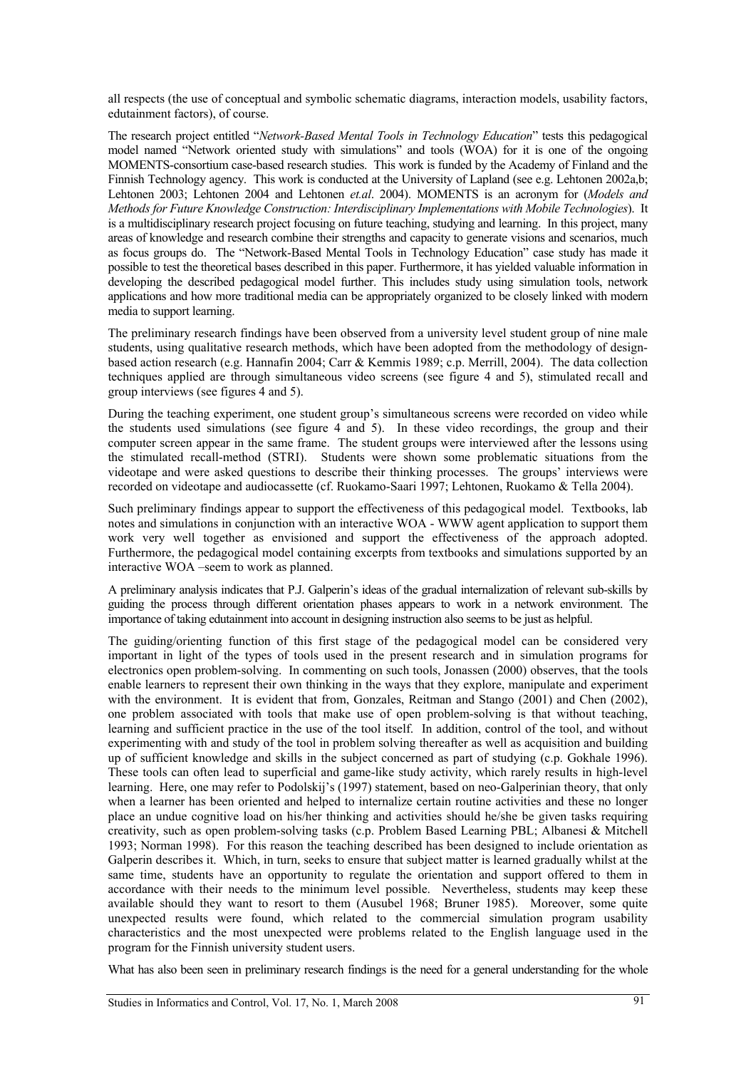all respects (the use of conceptual and symbolic schematic diagrams, interaction models, usability factors, edutainment factors), of course.

The research project entitled "*Network-Based Mental Tools in Technology Education*" tests this pedagogical model named "Network oriented study with simulations" and tools (WOA) for it is one of the ongoing MOMENTS-consortium case-based research studies. This work is funded by the Academy of Finland and the Finnish Technology agency. This work is conducted at the University of Lapland (see e.g. Lehtonen 2002a,b; Lehtonen 2003; Lehtonen 2004 and Lehtonen *et.al*. 2004). MOMENTS is an acronym for (*Models and Methods for Future Knowledge Construction: Interdisciplinary Implementations with Mobile Technologies*). It is a multidisciplinary research project focusing on future teaching, studying and learning. In this project, many areas of knowledge and research combine their strengths and capacity to generate visions and scenarios, much as focus groups do. The "Network-Based Mental Tools in Technology Education" case study has made it possible to test the theoretical bases described in this paper. Furthermore, it has yielded valuable information in developing the described pedagogical model further. This includes study using simulation tools, network applications and how more traditional media can be appropriately organized to be closely linked with modern media to support learning.

The preliminary research findings have been observed from a university level student group of nine male students, using qualitative research methods, which have been adopted from the methodology of design-based action research (e.g. Hannafin 2004; Carr & Kemmis 1989; c.p. Merrill, 2004). The data collection techniques applied are through simultaneous video screens (see figure 4 and 5), stimulated recall and group interviews (see figures 4 and 5).

During the teaching experiment, one student group's simultaneous screens were recorded on video while the students used simulations (see figure 4 and 5). In these video recordings, the group and their computer screen appear in the same frame. The student groups were interviewed after the lessons using the stimulated recall-method (STRI). Students were shown some problematic situations from the videotape and were asked questions to describe their thinking processes. The groups' interviews were recorded on videotape and audiocassette (cf. Ruokamo-Saari 1997; Lehtonen, Ruokamo & Tella 2004).

Such preliminary findings appear to support the effectiveness of this pedagogical model. Textbooks, lab notes and simulations in conjunction with an interactive WOA - WWW agent application to support them work very well together as envisioned and support the effectiveness of the approach adopted. Furthermore, the pedagogical model containing excerpts from textbooks and simulations supported by an interactive WOA –seem to work as planned.

A preliminary analysis indicates that P.J. Galperin's ideas of the gradual internalization of relevant sub-skills by guiding the process through different orientation phases appears to work in a network environment. The importance of taking edutainment into account in designing instruction also seems to be just as helpful.

The guiding/orienting function of this first stage of the pedagogical model can be considered very important in light of the types of tools used in the present research and in simulation programs for electronics open problem-solving. In commenting on such tools, Jonassen (2000) observes, that the tools enable learners to represent their own thinking in the ways that they explore, manipulate and experiment with the environment. It is evident that from, Gonzales, Reitman and Stango (2001) and Chen (2002), one problem associated with tools that make use of open problem-solving is that without teaching, learning and sufficient practice in the use of the tool itself. In addition, control of the tool, and without experimenting with and study of the tool in problem solving thereafter as well as acquisition and building up of sufficient knowledge and skills in the subject concerned as part of studying (c.p. Gokhale 1996). These tools can often lead to superficial and game-like study activity, which rarely results in high-level learning. Here, one may refer to Podolskij's (1997) statement, based on neo-Galperinian theory, that only when a learner has been oriented and helped to internalize certain routine activities and these no longer place an undue cognitive load on his/her thinking and activities should he/she be given tasks requiring creativity, such as open problem-solving tasks (c.p. Problem Based Learning PBL; Albanesi & Mitchell 1993; Norman 1998). For this reason the teaching described has been designed to include orientation as Galperin describes it. Which, in turn, seeks to ensure that subject matter is learned gradually whilst at the same time, students have an opportunity to regulate the orientation and support offered to them in accordance with their needs to the minimum level possible. Nevertheless, students may keep these available should they want to resort to them (Ausubel 1968; Bruner 1985). Moreover, some quite unexpected results were found, which related to the commercial simulation program usability characteristics and the most unexpected were problems related to the English language used in the program for the Finnish university student users.

What has also been seen in preliminary research findings is the need for a general understanding for the whole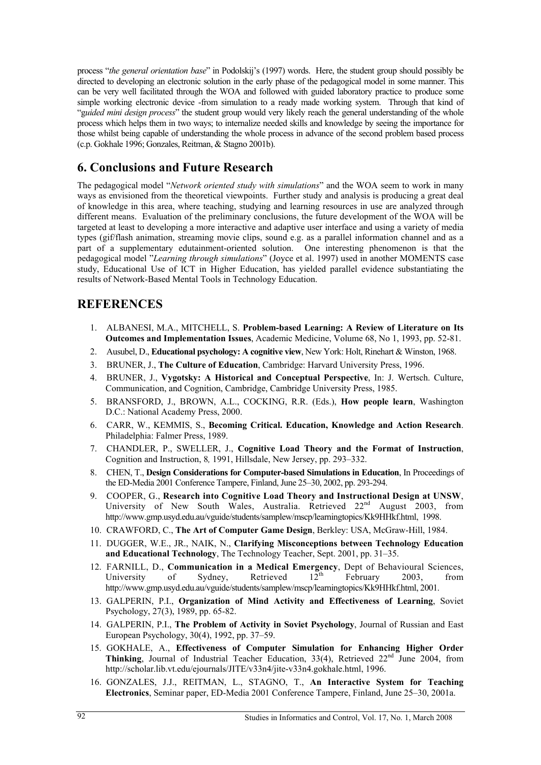process "*the general orientation base*" in Podolskij's (1997) words. Here, the student group should possibly be directed to developing an electronic solution in the early phase of the pedagogical model in some manner. This can be very well facilitated through the WOA and followed with guided laboratory practice to produce some simple working electronic device -from simulation to a ready made working system. Through that kind of "*guided mini design process*" the student group would very likely reach the general understanding of the whole process which helps them in two ways; to internalize needed skills and knowledge by seeing the importance for those whilst being capable of understanding the whole process in advance of the second problem based process (c.p. Gokhale 1996; Gonzales, Reitman, & Stagno 2001b).

## 6. Conclusions and Future Research

The pedagogical model "*Network oriented study with simulations*" and the WOA seem to work in many ways as envisioned from the theoretical viewpoints. Further study and analysis is producing a great deal of knowledge in this area, where teaching, studying and learning resources in use are analyzed through different means. Evaluation of the preliminary conclusions, the future development of the WOA will be targeted at least to developing a more interactive and adaptive user interface and using a variety of media types (gif/flash animation, streaming movie clips, sound e.g. as a parallel information channel and as a part of a supplementary edutainment-oriented solution. One interesting phenomenon is that the pedagogical model "*Learning through simulations*" (Joyce et al. 1997) used in another MOMENTS case study, Educational Use of ICT in Higher Education, has yielded parallel evidence substantiating the results of Network-Based Mental Tools in Technology Education.

## REFERENCES

1. ALBANESI, M.A., MITCHELL, S. **Problem-based Learning: A Review of Literature on Its Outcomes and Implementation Issues**, Academic Medicine, Volume 68, No 1, 1993, pp. 52-81.
2. Ausubel, D., **Educational psychology: A cognitive view**, New York: Holt, Rinehart & Winston, 1968.
3. BRUNER, J., **The Culture of Education**, Cambridge: Harvard University Press, 1996.
4. BRUNER, J., **Vygotsky: A Historical and Conceptual Perspective**, In: J. Wertsch. Culture, Communication, and Cognition, Cambridge, Cambridge University Press, 1985.
5. BRANSFORD, J., BROWN, A.L., COCKING, R.R. (Eds.), **How people learn**, Washington D.C.: National Academy Press, 2000.
6. CARR, W., KEMMIS, S., **Becoming Critical. Education, Knowledge and Action Research**. Philadelphia: Falmer Press, 1989.
7. CHANDLER, P., SWELLER, J., **Cognitive Load Theory and the Format of Instruction**, Cognition and Instruction, 8, 1991, Hillsdale, New Jersey, pp. 293–332.
8. CHEN, T., **Design Considerations for Computer-based Simulations in Education**, In Proceedings of the ED-Media 2001 Conference Tampere, Finland, June 25–30, 2002, pp. 293-294.
9. COOPER, G., **Research into Cognitive Load Theory and Instructional Design at UNSW**, University of New South Wales, Australia. Retrieved 22nd August 2003, from http://www.gmp.usyd.edu.au/vguide/students/samplew/mscp/learningtopics/Kk9HHkf.html, 1998.
10. CRAWFORD, C., **The Art of Computer Game Design**, Berkley: USA, McGraw-Hill, 1984.
11. DUGGER, W.E., JR., NAIK, N., **Clarifying Misconceptions between Technology Education and Educational Technology**, The Technology Teacher, Sept. 2001, pp. 31–35.
12. FARNILL, D., **Communication in a Medical Emergency**, Dept of Behavioural Sciences, University of Sydney, Retrieved 12th February 2003, from http://www.gmp.usyd.edu.au/vguide/students/samplew/mscp/learningtopics/Kk9HHkf.html, 2001.
13. GALPERIN, P.I., **Organization of Mind Activity and Effectiveness of Learning**, Soviet Psychology, 27(3), 1989, pp. 65-82.
14. GALPERIN, P.I., **The Problem of Activity in Soviet Psychology**, Journal of Russian and East European Psychology, 30(4), 1992, pp. 37–59.
15. GOKHALE, A., **Effectiveness of Computer Simulation for Enhancing Higher Order Thinking**, Journal of Industrial Teacher Education, 33(4), Retrieved 22nd June 2004, from http://scholar.lib.vt.edu/ejournals/JITE/v33n4/jite-v33n4.gokhale.html, 1996.
16. GONZALES, J.J., REITMAN, L., STAGNO, T., **An Interactive System for Teaching Electronics**, Seminar paper, ED-Media 2001 Conference Tampere, Finland, June 25–30, 2001a.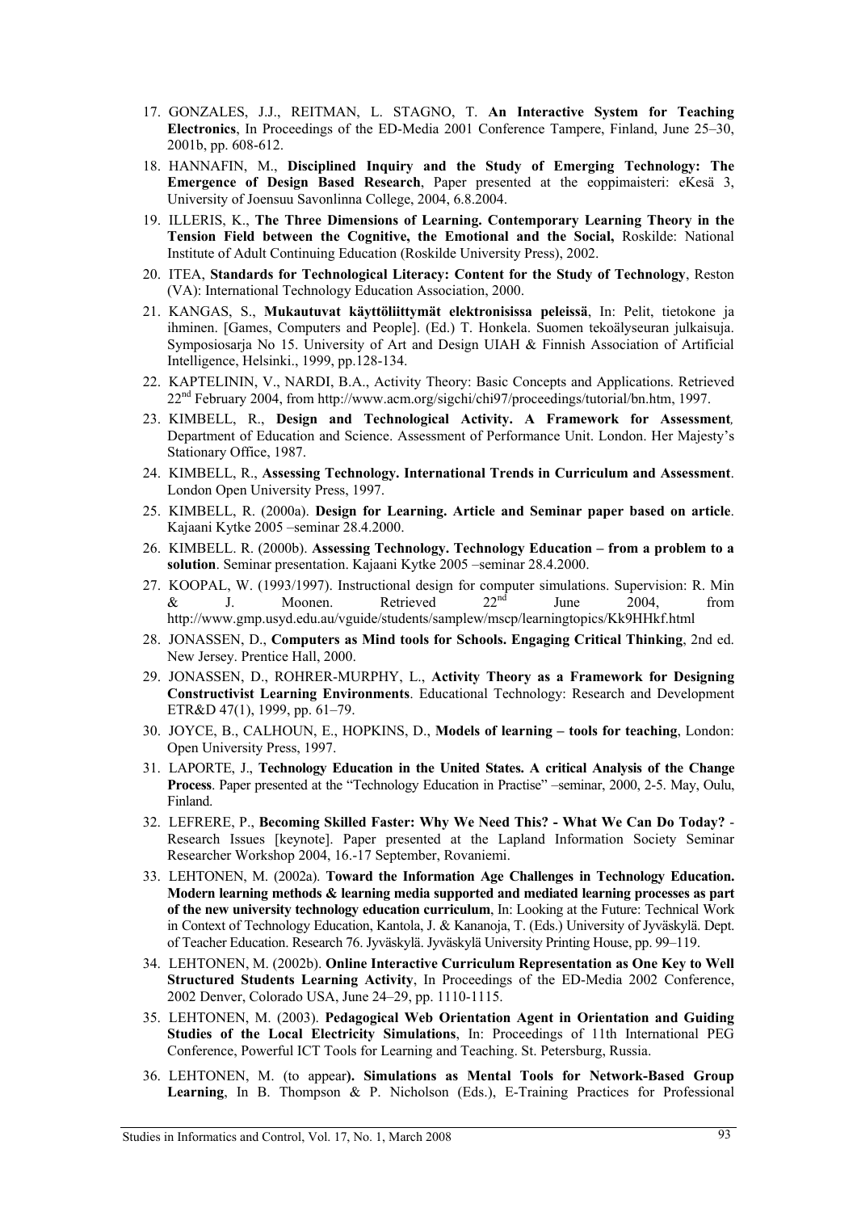17. GONZALES, J.J., REITMAN, L. STAGNO, T. **An Interactive System for Teaching Electronics**, In Proceedings of the ED-Media 2001 Conference Tampere, Finland, June 25–30, 2001b, pp. 608-612.

18. HANNAFIN, M., **Disciplined Inquiry and the Study of Emerging Technology: The Emergence of Design Based Research**, Paper presented at the eoppimaisteri: eKesä 3, University of Joensuu Savonlinna College, 2004, 6.8.2004.

19. ILLERIS, K., **The Three Dimensions of Learning. Contemporary Learning Theory in the Tension Field between the Cognitive, the Emotional and the Social,** Roskilde: National Institute of Adult Continuing Education (Roskilde University Press), 2002.

20. ITEA, **Standards for Technological Literacy: Content for the Study of Technology**, Reston (VA): International Technology Education Association, 2000.

21. KANGAS, S., **Mukautuvat käyttöliittymät elektronisissa peleissä**, In: Pelit, tietokone ja ihminen. [Games, Computers and People]. (Ed.) T. Honkela. Suomen tekoälyseuran julkaisuja. Symposiosarja No 15. University of Art and Design UIAH & Finnish Association of Artificial Intelligence, Helsinki., 1999, pp.128-134.

22. KAPTELININ, V., NARDI, B.A., Activity Theory: Basic Concepts and Applications. Retrieved 22nd February 2004, from http://www.acm.org/sigchi/chi97/proceedings/tutorial/bn.htm, 1997.

23. KIMBELL, R., **Design and Technological Activity. A Framework for Assessment***,* Department of Education and Science. Assessment of Performance Unit. London. Her Majesty's Stationary Office, 1987.

24. KIMBELL, R., **Assessing Technology. International Trends in Curriculum and Assessment**. London Open University Press, 1997.

25. KIMBELL, R. (2000a). **Design for Learning. Article and Seminar paper based on article**. Kajaani Kytke 2005 –seminar 28.4.2000.

26. KIMBELL. R. (2000b). **Assessing Technology. Technology Education – from a problem to a solution**. Seminar presentation. Kajaani Kytke 2005 –seminar 28.4.2000.

27. KOOPAL, W. (1993/1997). Instructional design for computer simulations. Supervision: R. Min & J. Moonen. Retrieved 22nd June 2004, from http://www.gmp.usyd.edu.au/vguide/students/samplew/mscp/learningtopics/Kk9HHkf.html

28. JONASSEN, D., **Computers as Mind tools for Schools. Engaging Critical Thinking**, 2nd ed. New Jersey. Prentice Hall, 2000.

29. JONASSEN, D., ROHRER-MURPHY, L., **Activity Theory as a Framework for Designing Constructivist Learning Environments**. Educational Technology: Research and Development ETR&D 47(1), 1999, pp. 61–79.

30. JOYCE, B., CALHOUN, E., HOPKINS, D., **Models of learning – tools for teaching**, London: Open University Press, 1997.

31. LAPORTE, J., **Technology Education in the United States. A critical Analysis of the Change Process**. Paper presented at the "Technology Education in Practise" –seminar, 2000, 2-5. May, Oulu, Finland.

32. LEFRERE, P., **Becoming Skilled Faster: Why We Need This? - What We Can Do Today?** - Research Issues [keynote]. Paper presented at the Lapland Information Society Seminar Researcher Workshop 2004, 16.-17 September, Rovaniemi.

33. LEHTONEN, M. (2002a). **Toward the Information Age Challenges in Technology Education. Modern learning methods & learning media supported and mediated learning processes as part of the new university technology education curriculum**, In: Looking at the Future: Technical Work in Context of Technology Education, Kantola, J. & Kananoja, T. (Eds.) University of Jyväskylä. Dept. of Teacher Education. Research 76. Jyväskylä. Jyväskylä University Printing House, pp. 99–119.

34. LEHTONEN, M. (2002b). **Online Interactive Curriculum Representation as One Key to Well Structured Students Learning Activity**, In Proceedings of the ED-Media 2002 Conference, 2002 Denver, Colorado USA, June 24–29, pp. 1110-1115.

35. LEHTONEN, M. (2003). **Pedagogical Web Orientation Agent in Orientation and Guiding Studies of the Local Electricity Simulations**, In: Proceedings of 11th International PEG Conference, Powerful ICT Tools for Learning and Teaching. St. Petersburg, Russia.

36. LEHTONEN, M. (to appear**). Simulations as Mental Tools for Network-Based Group Learning**, In B. Thompson & P. Nicholson (Eds.), E-Training Practices for Professional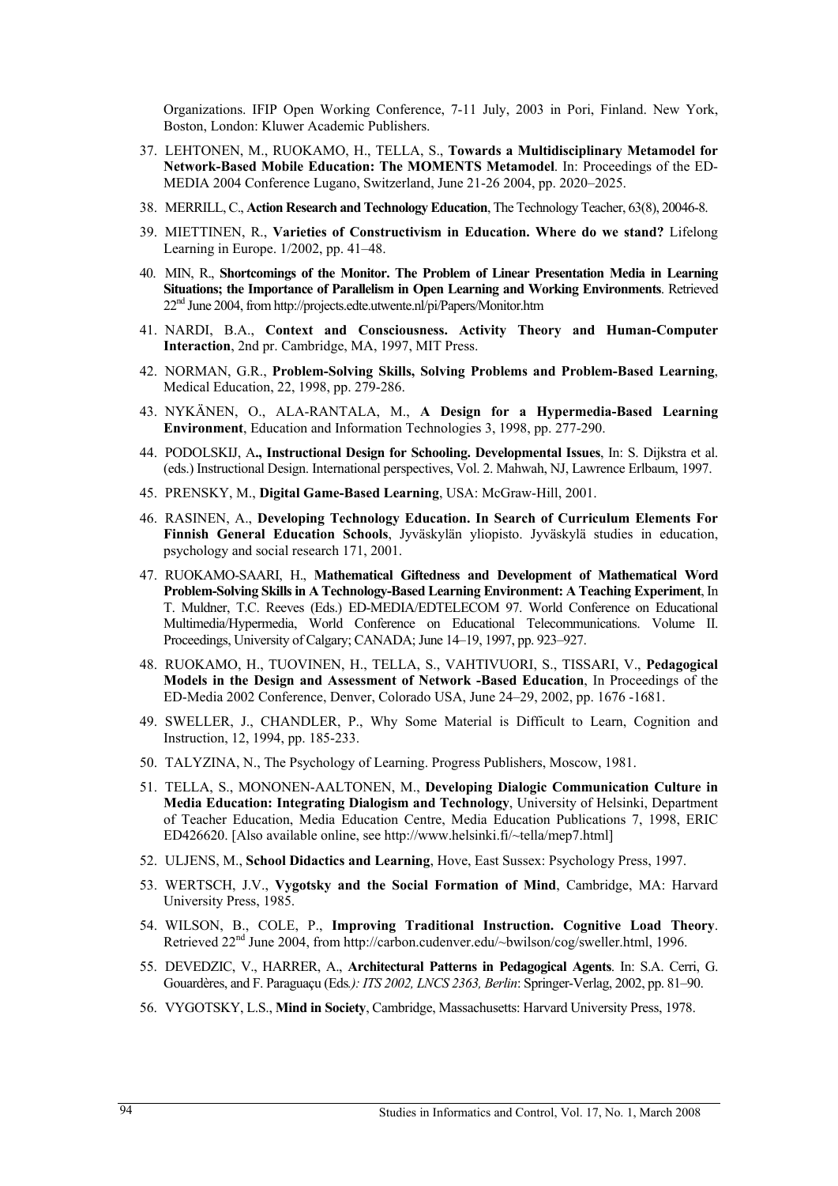Organizations. IFIP Open Working Conference, 7-11 July, 2003 in Pori, Finland. New York, Boston, London: Kluwer Academic Publishers.

37. LEHTONEN, M., RUOKAMO, H., TELLA, S., **Towards a Multidisciplinary Metamodel for Network-Based Mobile Education: The MOMENTS Metamodel**. In: Proceedings of the ED-MEDIA 2004 Conference Lugano, Switzerland, June 21-26 2004, pp. 2020–2025.
38. MERRILL, C., **Action Research and Technology Education**, The Technology Teacher, 63(8), 20046-8.
39. MIETTINEN, R., **Varieties of Constructivism in Education. Where do we stand?** Lifelong Learning in Europe. 1/2002, pp. 41–48.
40. MIN, R., **Shortcomings of the Monitor. The Problem of Linear Presentation Media in Learning Situations; the Importance of Parallelism in Open Learning and Working Environments**. Retrieved 22nd June 2004, from http://projects.edte.utwente.nl/pi/Papers/Monitor.htm
41. NARDI, B.A., **Context and Consciousness. Activity Theory and Human-Computer Interaction**, 2nd pr. Cambridge, MA, 1997, MIT Press.
42. NORMAN, G.R., **Problem-Solving Skills, Solving Problems and Problem-Based Learning**, Medical Education, 22, 1998, pp. 279-286.
43. NYKÄNEN, O., ALA-RANTALA, M., **A Design for a Hypermedia-Based Learning Environment**, Education and Information Technologies 3, 1998, pp. 277-290.
44. PODOLSKIJ, A**., Instructional Design for Schooling. Developmental Issues**, In: S. Dijkstra et al. (eds.) Instructional Design. International perspectives, Vol. 2. Mahwah, NJ, Lawrence Erlbaum, 1997.
45. PRENSKY, M., **Digital Game-Based Learning**, USA: McGraw-Hill, 2001.
46. RASINEN, A., **Developing Technology Education. In Search of Curriculum Elements For Finnish General Education Schools**, Jyväskylän yliopisto. Jyväskylä studies in education, psychology and social research 171, 2001.
47. RUOKAMO-SAARI, H., **Mathematical Giftedness and Development of Mathematical Word Problem-Solving Skills in A Technology-Based Learning Environment: A Teaching Experiment**, In T. Muldner, T.C. Reeves (Eds.) ED-MEDIA/EDTELECOM 97. World Conference on Educational Multimedia/Hypermedia, World Conference on Educational Telecommunications. Volume II. Proceedings, University of Calgary; CANADA; June 14–19, 1997, pp. 923–927.
48. RUOKAMO, H., TUOVINEN, H., TELLA, S., VAHTIVUORI, S., TISSARI, V., **Pedagogical Models in the Design and Assessment of Network -Based Education**, In Proceedings of the ED-Media 2002 Conference, Denver, Colorado USA, June 24–29, 2002, pp. 1676 -1681.
49. SWELLER, J., CHANDLER, P., Why Some Material is Difficult to Learn, Cognition and Instruction, 12, 1994, pp. 185-233.
50. TALYZINA, N., The Psychology of Learning. Progress Publishers, Moscow, 1981.
51. TELLA, S., MONONEN-AALTONEN, M., **Developing Dialogic Communication Culture in Media Education: Integrating Dialogism and Technology**, University of Helsinki, Department of Teacher Education, Media Education Centre, Media Education Publications 7, 1998, ERIC ED426620. [Also available online, see http://www.helsinki.fi/~tella/mep7.html]
52. ULJENS, M., **School Didactics and Learning**, Hove, East Sussex: Psychology Press, 1997.
53. WERTSCH, J.V., **Vygotsky and the Social Formation of Mind**, Cambridge, MA: Harvard University Press, 1985.
54. WILSON, B., COLE, P., **Improving Traditional Instruction. Cognitive Load Theory**. Retrieved 22nd June 2004, from http://carbon.cudenver.edu/~bwilson/cog/sweller.html, 1996.
55. DEVEDZIC, V., HARRER, A., **Architectural Patterns in Pedagogical Agents**. In: S.A. Cerri, G. Gouardères, and F. Paraguaçu (Eds*.): ITS 2002, LNCS 2363, Berlin*: Springer-Verlag, 2002, pp. 81–90.
56. VYGOTSKY, L.S., **Mind in Society**, Cambridge, Massachusetts: Harvard University Press, 1978.